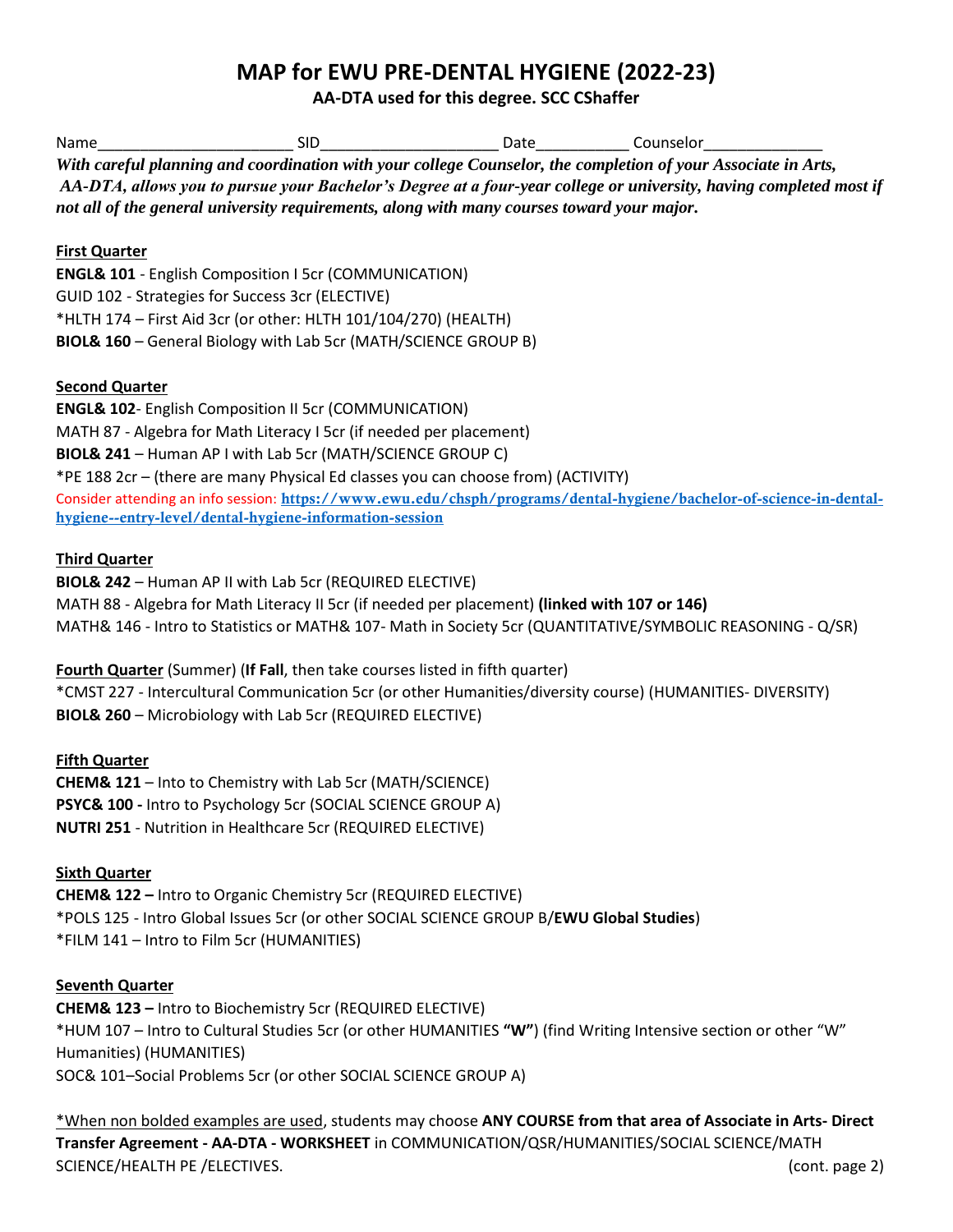# MAP for EWU PRE-DENTAL HYGIENE (2022-23)

**AA-DTA used for this degree. SCC CShaffer**

Name______________________ SID____________________ Date__________ Counselor_____________

***With careful planning and coordination with your college Counselor, the completion of your Associate in Arts, AA-DTA, allows you to pursue your Bachelor's Degree at a four-year college or university, having completed most if not all of the general university requirements, along with many courses toward your major.***

**First Quarter**

**ENGL& 101** - English Composition I 5cr (COMMUNICATION)
GUID 102 - Strategies for Success 3cr (ELECTIVE)
*HLTH 174 – First Aid 3cr (or other: HLTH 101/104/270) (HEALTH)
**BIOL& 160** – General Biology with Lab 5cr (MATH/SCIENCE GROUP B)

**Second Quarter**

**ENGL& 102**- English Composition II 5cr (COMMUNICATION)
MATH 87 - Algebra for Math Literacy I 5cr (if needed per placement)
**BIOL& 241** – Human AP I with Lab 5cr (MATH/SCIENCE GROUP C)
*PE 188 2cr – (there are many Physical Ed classes you can choose from) (ACTIVITY)
Consider attending an info session: **https://www.ewu.edu/chsph/programs/dental-hygiene/bachelor-of-science-in-dental-hygiene--entry-level/dental-hygiene-information-session**

**Third Quarter**

**BIOL& 242** – Human AP II with Lab 5cr (REQUIRED ELECTIVE)
MATH 88 - Algebra for Math Literacy II 5cr (if needed per placement) **(linked with 107 or 146)**
MATH& 146 - Intro to Statistics or MATH& 107- Math in Society 5cr (QUANTITATIVE/SYMBOLIC REASONING - Q/SR)

**Fourth Quarter** (Summer) (**If Fall**, then take courses listed in fifth quarter)
*CMST 227 - Intercultural Communication 5cr (or other Humanities/diversity course) (HUMANITIES- DIVERSITY)
**BIOL& 260** – Microbiology with Lab 5cr (REQUIRED ELECTIVE)

**Fifth Quarter**

**CHEM& 121** – Into to Chemistry with Lab 5cr (MATH/SCIENCE)
**PSYC& 100 -** Intro to Psychology 5cr (SOCIAL SCIENCE GROUP A)
**NUTRI 251** - Nutrition in Healthcare 5cr (REQUIRED ELECTIVE)

**Sixth Quarter**

**CHEM& 122 –** Intro to Organic Chemistry 5cr (REQUIRED ELECTIVE)
*POLS 125 - Intro Global Issues 5cr (or other SOCIAL SCIENCE GROUP B/**EWU Global Studies**)
*FILM 141 – Intro to Film 5cr (HUMANITIES)

**Seventh Quarter**

**CHEM& 123 –** Intro to Biochemistry 5cr (REQUIRED ELECTIVE)
*HUM 107 – Intro to Cultural Studies 5cr (or other HUMANITIES **"W"**) (find Writing Intensive section or other "W" Humanities) (HUMANITIES)
SOC& 101–Social Problems 5cr (or other SOCIAL SCIENCE GROUP A)

*When non bolded examples are used, students may choose **ANY COURSE from that area of Associate in Arts- Direct Transfer Agreement - AA-DTA - WORKSHEET** in COMMUNICATION/QSR/HUMANITIES/SOCIAL SCIENCE/MATH SCIENCE/HEALTH PE /ELECTIVES. (cont. page 2)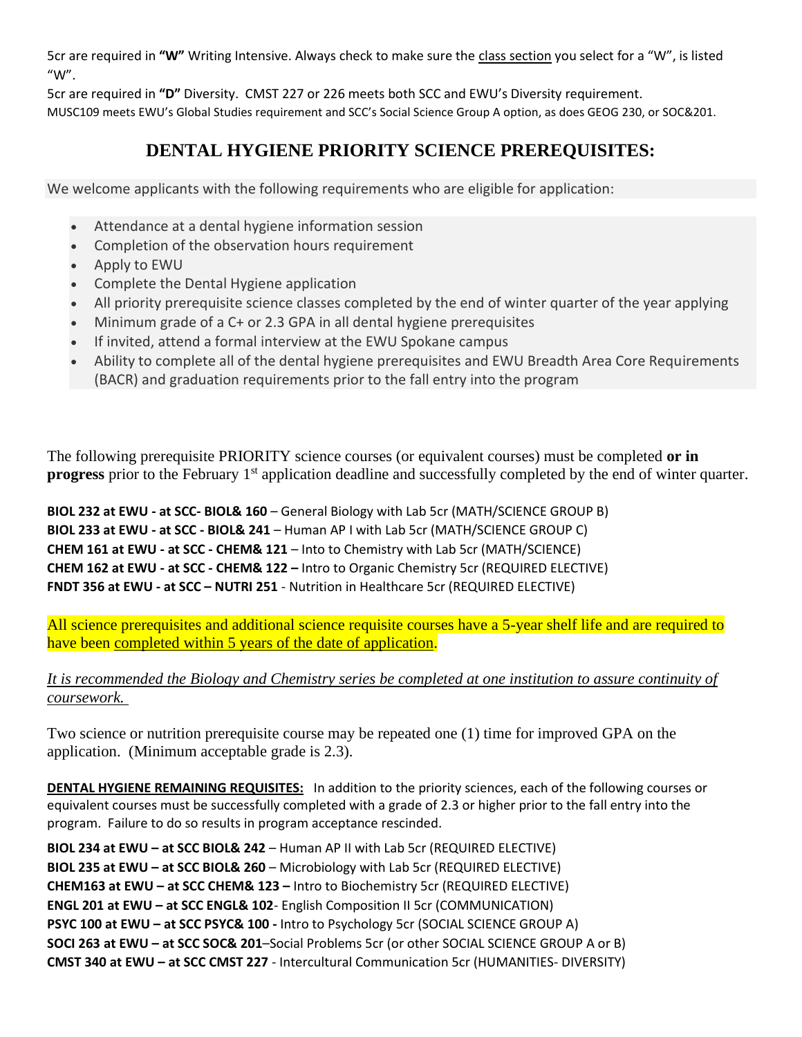5cr are required in **"W"** Writing Intensive. Always check to make sure the <u>class section</u> you select for a "W", is listed "W".

5cr are required in **"D"** Diversity. CMST 227 or 226 meets both SCC and EWU's Diversity requirement.

MUSC109 meets EWU's Global Studies requirement and SCC's Social Science Group A option, as does GEOG 230, or SOC&201.

## DENTAL HYGIENE PRIORITY SCIENCE PREREQUISITES:

We welcome applicants with the following requirements who are eligible for application:

- Attendance at a dental hygiene information session
- Completion of the observation hours requirement
- Apply to EWU
- Complete the Dental Hygiene application
- All priority prerequisite science classes completed by the end of winter quarter of the year applying
- Minimum grade of a C+ or 2.3 GPA in all dental hygiene prerequisites
- If invited, attend a formal interview at the EWU Spokane campus
- Ability to complete all of the dental hygiene prerequisites and EWU Breadth Area Core Requirements (BACR) and graduation requirements prior to the fall entry into the program

The following prerequisite PRIORITY science courses (or equivalent courses) must be completed **or in progress** prior to the February 1st application deadline and successfully completed by the end of winter quarter.

**BIOL 232 at EWU - at SCC- BIOL& 160** – General Biology with Lab 5cr (MATH/SCIENCE GROUP B)
**BIOL 233 at EWU - at SCC - BIOL& 241** – Human AP I with Lab 5cr (MATH/SCIENCE GROUP C)
**CHEM 161 at EWU - at SCC - CHEM& 121** – Into to Chemistry with Lab 5cr (MATH/SCIENCE)
**CHEM 162 at EWU - at SCC - CHEM& 122 –** Intro to Organic Chemistry 5cr (REQUIRED ELECTIVE)
**FNDT 356 at EWU - at SCC – NUTRI 251** - Nutrition in Healthcare 5cr (REQUIRED ELECTIVE)

All science prerequisites and additional science requisite courses have a 5-year shelf life and are required to have been <u>completed within 5 years of the date of application</u>.

*<u>It is recommended the Biology and Chemistry series be completed at one institution to assure continuity of coursework.</u>*

Two science or nutrition prerequisite course may be repeated one (1) time for improved GPA on the application. (Minimum acceptable grade is 2.3).

**<u>DENTAL HYGIENE REMAINING REQUISITES:</u>** In addition to the priority sciences, each of the following courses or equivalent courses must be successfully completed with a grade of 2.3 or higher prior to the fall entry into the program. Failure to do so results in program acceptance rescinded.

**BIOL 234 at EWU – at SCC BIOL& 242** – Human AP II with Lab 5cr (REQUIRED ELECTIVE)
**BIOL 235 at EWU – at SCC BIOL& 260** – Microbiology with Lab 5cr (REQUIRED ELECTIVE)
**CHEM163 at EWU – at SCC CHEM& 123 –** Intro to Biochemistry 5cr (REQUIRED ELECTIVE)
**ENGL 201 at EWU – at SCC ENGL& 102**- English Composition II 5cr (COMMUNICATION)
**PSYC 100 at EWU – at SCC PSYC& 100 -** Intro to Psychology 5cr (SOCIAL SCIENCE GROUP A)
**SOCI 263 at EWU – at SCC SOC& 201**–Social Problems 5cr (or other SOCIAL SCIENCE GROUP A or B)
**CMST 340 at EWU – at SCC CMST 227** - Intercultural Communication 5cr (HUMANITIES- DIVERSITY)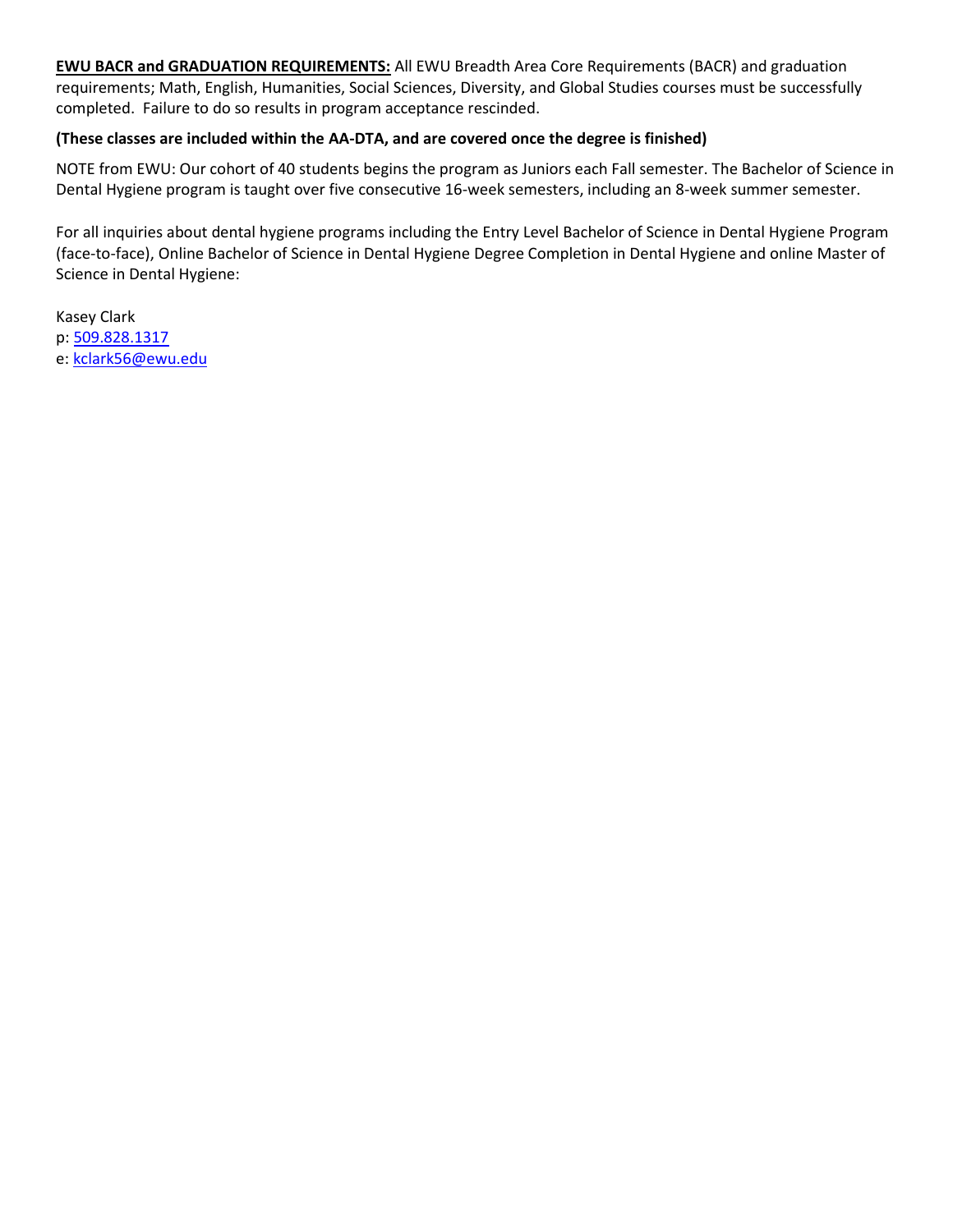**EWU BACR and GRADUATION REQUIREMENTS:** All EWU Breadth Area Core Requirements (BACR) and graduation requirements; Math, English, Humanities, Social Sciences, Diversity, and Global Studies courses must be successfully completed. Failure to do so results in program acceptance rescinded.

**(These classes are included within the AA-DTA, and are covered once the degree is finished)**

NOTE from EWU: Our cohort of 40 students begins the program as Juniors each Fall semester. The Bachelor of Science in Dental Hygiene program is taught over five consecutive 16-week semesters, including an 8-week summer semester.

For all inquiries about dental hygiene programs including the Entry Level Bachelor of Science in Dental Hygiene Program (face-to-face), Online Bachelor of Science in Dental Hygiene Degree Completion in Dental Hygiene and online Master of Science in Dental Hygiene:

Kasey Clark
p: 509.828.1317
e: kclark56@ewu.edu